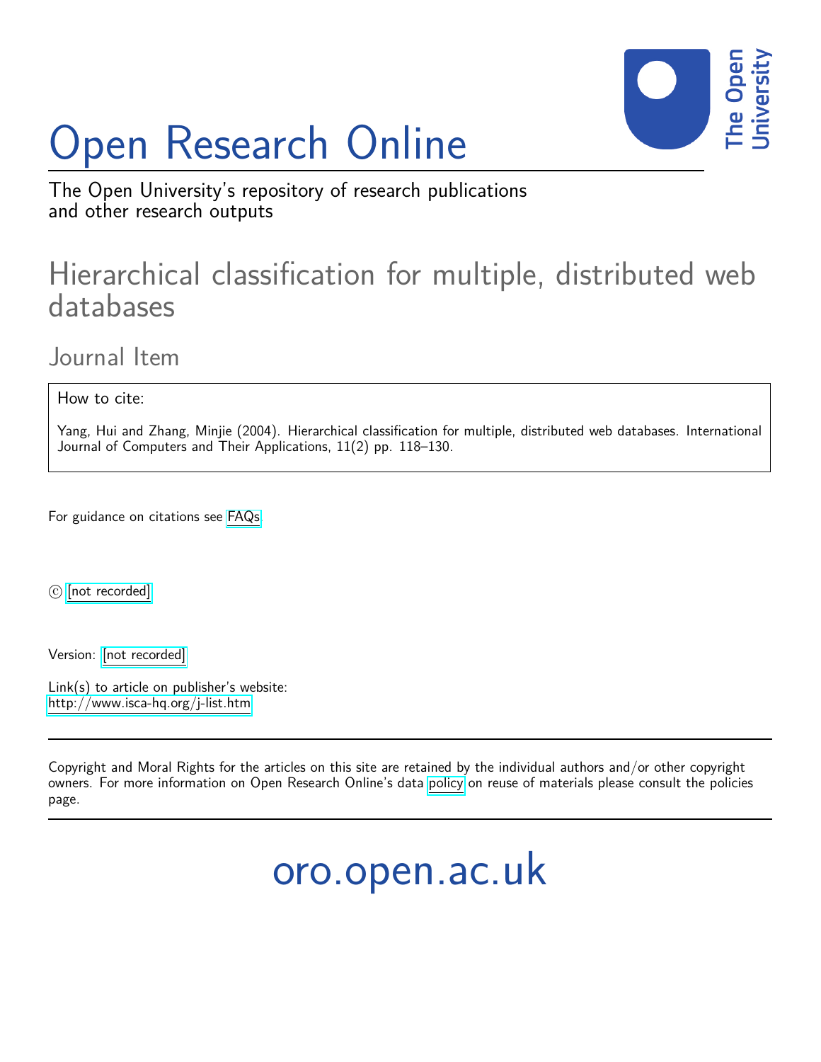# Open Research Online

The Open University's repository of research publications and other research outputs

## Hierarchical classification for multiple, distributed web databases

### Journal Item

How to cite:

Yang, Hui and Zhang, Minjie (2004). Hierarchical classification for multiple, distributed web databases. International Journal of Computers and Their Applications, 11(2) pp. 118–130.

For guidance on citations see FAQs.

© [not recorded]

Version: [not recorded]

Link(s) to article on publisher's website:
http://www.isca-hq.org/j-list.htm

---

Copyright and Moral Rights for the articles on this site are retained by the individual authors and/or other copyright owners. For more information on Open Research Online's data policy on reuse of materials please consult the policies page.

---

oro.open.ac.uk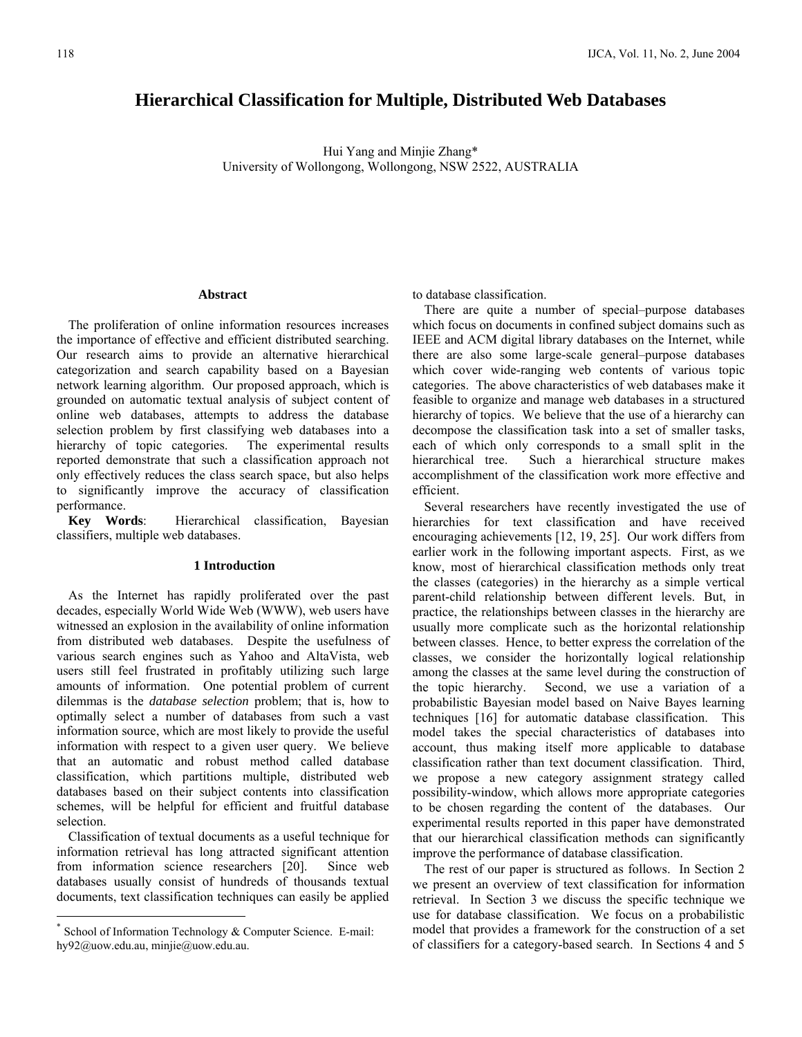# Hierarchical Classification for Multiple, Distributed Web Databases

Hui Yang and Minjie Zhang*
University of Wollongong, Wollongong, NSW 2522, AUSTRALIA

### Abstract

The proliferation of online information resources increases the importance of effective and efficient distributed searching. Our research aims to provide an alternative hierarchical categorization and search capability based on a Bayesian network learning algorithm. Our proposed approach, which is grounded on automatic textual analysis of subject content of online web databases, attempts to address the database selection problem by first classifying web databases into a hierarchy of topic categories. The experimental results reported demonstrate that such a classification approach not only effectively reduces the class search space, but also helps to significantly improve the accuracy of classification performance.

**Key Words**: Hierarchical classification, Bayesian classifiers, multiple web databases.

## 1 Introduction

As the Internet has rapidly proliferated over the past decades, especially World Wide Web (WWW), web users have witnessed an explosion in the availability of online information from distributed web databases. Despite the usefulness of various search engines such as Yahoo and AltaVista, web users still feel frustrated in profitably utilizing such large amounts of information. One potential problem of current dilemmas is the *database selection* problem; that is, how to optimally select a number of databases from such a vast information source, which are most likely to provide the useful information with respect to a given user query. We believe that an automatic and robust method called database classification, which partitions multiple, distributed web databases based on their subject contents into classification schemes, will be helpful for efficient and fruitful database selection.

Classification of textual documents as a useful technique for information retrieval has long attracted significant attention from information science researchers [20]. Since web databases usually consist of hundreds of thousands textual documents, text classification techniques can easily be applied to database classification.

There are quite a number of special–purpose databases which focus on documents in confined subject domains such as IEEE and ACM digital library databases on the Internet, while there are also some large-scale general–purpose databases which cover wide-ranging web contents of various topic categories. The above characteristics of web databases make it feasible to organize and manage web databases in a structured hierarchy of topics. We believe that the use of a hierarchy can decompose the classification task into a set of smaller tasks, each of which only corresponds to a small split in the hierarchical tree. Such a hierarchical structure makes accomplishment of the classification work more effective and efficient.

Several researchers have recently investigated the use of hierarchies for text classification and have received encouraging achievements [12, 19, 25]. Our work differs from earlier work in the following important aspects. First, as we know, most of hierarchical classification methods only treat the classes (categories) in the hierarchy as a simple vertical parent-child relationship between different levels. But, in practice, the relationships between classes in the hierarchy are usually more complicate such as the horizontal relationship between classes. Hence, to better express the correlation of the classes, we consider the horizontally logical relationship among the classes at the same level during the construction of the topic hierarchy. Second, we use a variation of a probabilistic Bayesian model based on Naive Bayes learning techniques [16] for automatic database classification. This model takes the special characteristics of databases into account, thus making itself more applicable to database classification rather than text document classification. Third, we propose a new category assignment strategy called possibility-window, which allows more appropriate categories to be chosen regarding the content of the databases. Our experimental results reported in this paper have demonstrated that our hierarchical classification methods can significantly improve the performance of database classification.

The rest of our paper is structured as follows. In Section 2 we present an overview of text classification for information retrieval. In Section 3 we discuss the specific technique we use for database classification. We focus on a probabilistic model that provides a framework for the construction of a set of classifiers for a category-based search. In Sections 4 and 5

* School of Information Technology & Computer Science. E-mail: hy92@uow.edu.au, minjie@uow.edu.au.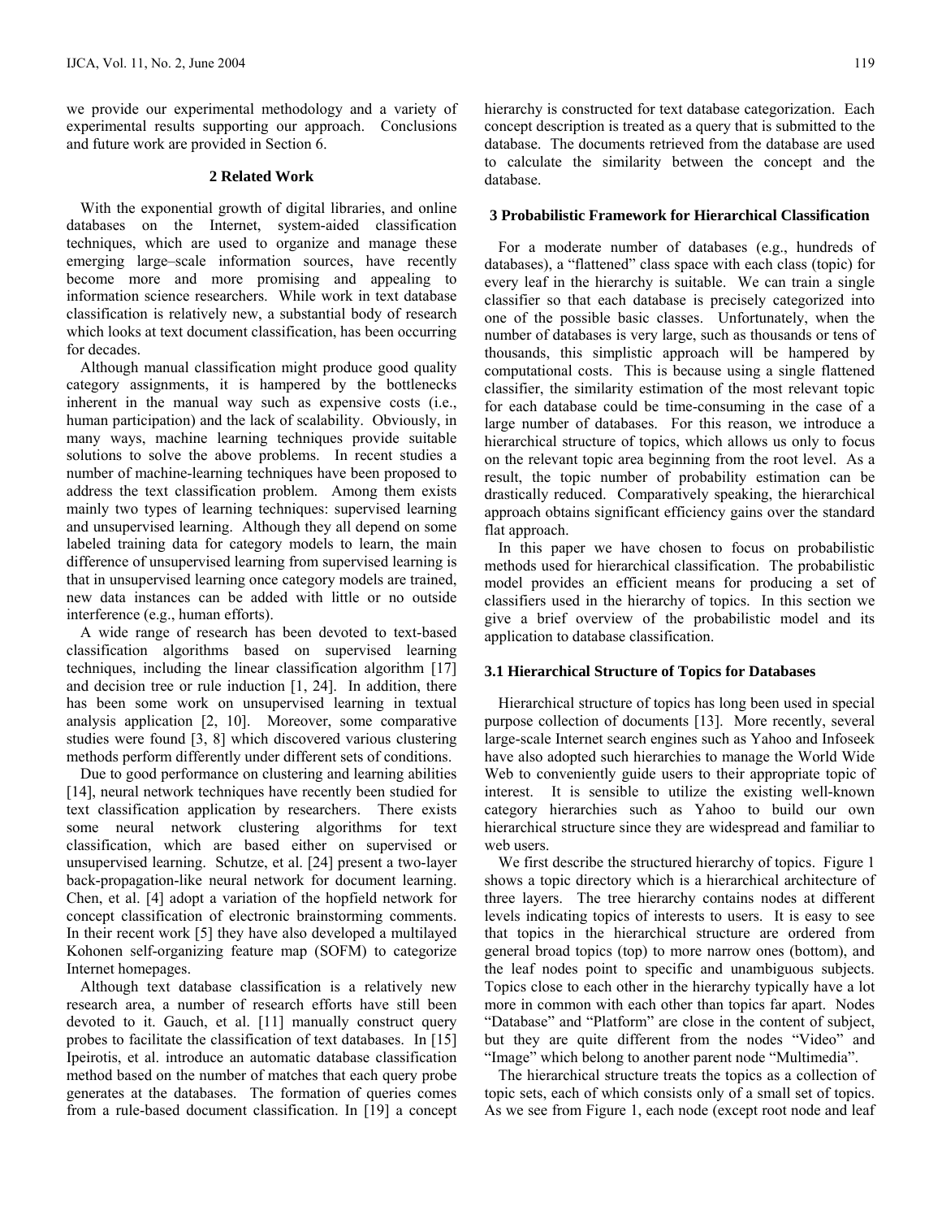we provide our experimental methodology and a variety of experimental results supporting our approach. Conclusions and future work are provided in Section 6.

## 2 Related Work

With the exponential growth of digital libraries, and online databases on the Internet, system-aided classification techniques, which are used to organize and manage these emerging large–scale information sources, have recently become more and more promising and appealing to information science researchers. While work in text database classification is relatively new, a substantial body of research which looks at text document classification, has been occurring for decades.

Although manual classification might produce good quality category assignments, it is hampered by the bottlenecks inherent in the manual way such as expensive costs (i.e., human participation) and the lack of scalability. Obviously, in many ways, machine learning techniques provide suitable solutions to solve the above problems. In recent studies a number of machine-learning techniques have been proposed to address the text classification problem. Among them exists mainly two types of learning techniques: supervised learning and unsupervised learning. Although they all depend on some labeled training data for category models to learn, the main difference of unsupervised learning from supervised learning is that in unsupervised learning once category models are trained, new data instances can be added with little or no outside interference (e.g., human efforts).

A wide range of research has been devoted to text-based classification algorithms based on supervised learning techniques, including the linear classification algorithm [17] and decision tree or rule induction [1, 24]. In addition, there has been some work on unsupervised learning in textual analysis application [2, 10]. Moreover, some comparative studies were found [3, 8] which discovered various clustering methods perform differently under different sets of conditions.

Due to good performance on clustering and learning abilities [14], neural network techniques have recently been studied for text classification application by researchers. There exists some neural network clustering algorithms for text classification, which are based either on supervised or unsupervised learning. Schutze, et al. [24] present a two-layer back-propagation-like neural network for document learning. Chen, et al. [4] adopt a variation of the hopfield network for concept classification of electronic brainstorming comments. In their recent work [5] they have also developed a multilayed Kohonen self-organizing feature map (SOFM) to categorize Internet homepages.

Although text database classification is a relatively new research area, a number of research efforts have still been devoted to it. Gauch, et al. [11] manually construct query probes to facilitate the classification of text databases. In [15] Ipeirotis, et al. introduce an automatic database classification method based on the number of matches that each query probe generates at the databases. The formation of queries comes from a rule-based document classification. In [19] a concept hierarchy is constructed for text database categorization. Each concept description is treated as a query that is submitted to the database. The documents retrieved from the database are used to calculate the similarity between the concept and the database.

## 3 Probabilistic Framework for Hierarchical Classification

For a moderate number of databases (e.g., hundreds of databases), a "flattened" class space with each class (topic) for every leaf in the hierarchy is suitable. We can train a single classifier so that each database is precisely categorized into one of the possible basic classes. Unfortunately, when the number of databases is very large, such as thousands or tens of thousands, this simplistic approach will be hampered by computational costs. This is because using a single flattened classifier, the similarity estimation of the most relevant topic for each database could be time-consuming in the case of a large number of databases. For this reason, we introduce a hierarchical structure of topics, which allows us only to focus on the relevant topic area beginning from the root level. As a result, the topic number of probability estimation can be drastically reduced. Comparatively speaking, the hierarchical approach obtains significant efficiency gains over the standard flat approach.

In this paper we have chosen to focus on probabilistic methods used for hierarchical classification. The probabilistic model provides an efficient means for producing a set of classifiers used in the hierarchy of topics. In this section we give a brief overview of the probabilistic model and its application to database classification.

### 3.1 Hierarchical Structure of Topics for Databases

Hierarchical structure of topics has long been used in special purpose collection of documents [13]. More recently, several large-scale Internet search engines such as Yahoo and Infoseek have also adopted such hierarchies to manage the World Wide Web to conveniently guide users to their appropriate topic of interest. It is sensible to utilize the existing well-known category hierarchies such as Yahoo to build our own hierarchical structure since they are widespread and familiar to web users.

We first describe the structured hierarchy of topics. Figure 1 shows a topic directory which is a hierarchical architecture of three layers. The tree hierarchy contains nodes at different levels indicating topics of interests to users. It is easy to see that topics in the hierarchical structure are ordered from general broad topics (top) to more narrow ones (bottom), and the leaf nodes point to specific and unambiguous subjects. Topics close to each other in the hierarchy typically have a lot more in common with each other than topics far apart. Nodes "Database" and "Platform" are close in the content of subject, but they are quite different from the nodes "Video" and "Image" which belong to another parent node "Multimedia".

The hierarchical structure treats the topics as a collection of topic sets, each of which consists only of a small set of topics. As we see from Figure 1, each node (except root node and leaf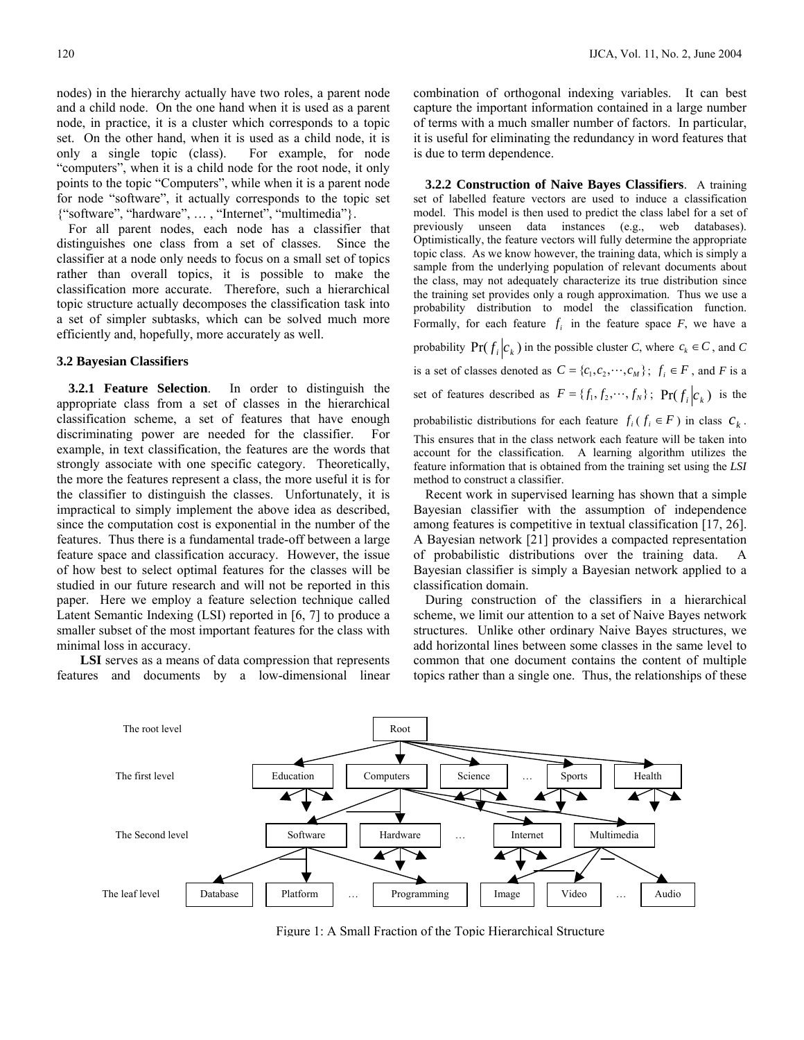nodes) in the hierarchy actually have two roles, a parent node and a child node. On the one hand when it is used as a parent node, in practice, it is a cluster which corresponds to a topic set. On the other hand, when it is used as a child node, it is only a single topic (class). For example, for node "computers", when it is a child node for the root node, it only points to the topic "Computers", while when it is a parent node for node "software", it actually corresponds to the topic set {"software", "hardware", … , "Internet", "multimedia"}.

For all parent nodes, each node has a classifier that distinguishes one class from a set of classes. Since the classifier at a node only needs to focus on a small set of topics rather than overall topics, it is possible to make the classification more accurate. Therefore, such a hierarchical topic structure actually decomposes the classification task into a set of simpler subtasks, which can be solved much more efficiently and, hopefully, more accurately as well.

### 3.2 Bayesian Classifiers

**3.2.1 Feature Selection**. In order to distinguish the appropriate class from a set of classes in the hierarchical classification scheme, a set of features that have enough discriminating power are needed for the classifier. For example, in text classification, the features are the words that strongly associate with one specific category. Theoretically, the more the features represent a class, the more useful it is for the classifier to distinguish the classes. Unfortunately, it is impractical to simply implement the above idea as described, since the computation cost is exponential in the number of the features. Thus there is a fundamental trade-off between a large feature space and classification accuracy. However, the issue of how best to select optimal features for the classes will be studied in our future research and will not be reported in this paper. Here we employ a feature selection technique called Latent Semantic Indexing (LSI) reported in [6, 7] to produce a smaller subset of the most important features for the class with minimal loss in accuracy.

**LSI** serves as a means of data compression that represents features and documents by a low-dimensional linear combination of orthogonal indexing variables. It can best capture the important information contained in a large number of terms with a much smaller number of factors. In particular, it is useful for eliminating the redundancy in word features that is due to term dependence.

**3.2.2 Construction of Naive Bayes Classifiers**. A training set of labelled feature vectors are used to induce a classification model. This model is then used to predict the class label for a set of previously unseen data instances (e.g., web databases). Optimistically, the feature vectors will fully determine the appropriate topic class. As we know however, the training data, which is simply a sample from the underlying population of relevant documents about the class, may not adequately characterize its true distribution since the training set provides only a rough approximation. Thus we use a probability distribution to model the classification function. Formally, for each feature $f_i$ in the feature space *F*, we have a probability $\Pr(f_i|c_k)$ in the possible cluster *C*, where $c_k \in C$, and *C* is a set of classes denoted as $C = \{c_1, c_2, \cdots, c_M\}$; $f_i \in F$, and *F* is a set of features described as $F = \{f_1, f_2, \cdots, f_N\}$; $\Pr(f_i|c_k)$ is the probabilistic distributions for each feature $f_i$ ($f_i \in F$) in class $c_k$. This ensures that in the class network each feature will be taken into account for the classification. A learning algorithm utilizes the feature information that is obtained from the training set using the *LSI* method to construct a classifier.

Recent work in supervised learning has shown that a simple Bayesian classifier with the assumption of independence among features is competitive in textual classification [17, 26]. A Bayesian network [21] provides a compacted representation of probabilistic distributions over the training data. A Bayesian classifier is simply a Bayesian network applied to a classification domain.

During construction of the classifiers in a hierarchical scheme, we limit our attention to a set of Naive Bayes network structures. Unlike other ordinary Naive Bayes structures, we add horizontal lines between some classes in the same level to common that one document contains the content of multiple topics rather than a single one. Thus, the relationships of these

Figure 1: A Small Fraction of the Topic Hierarchical Structure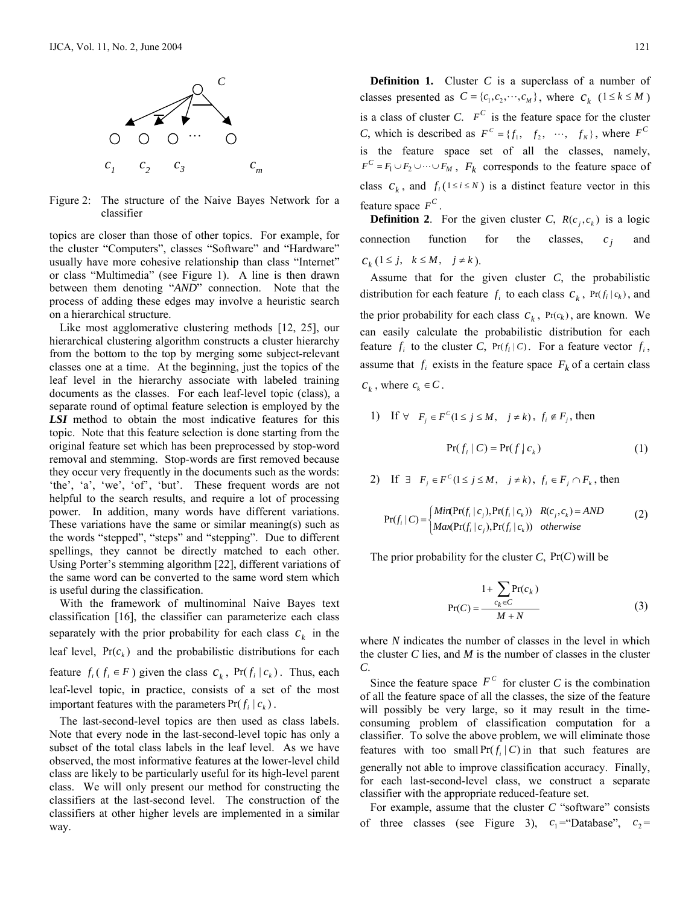Figure 2: The structure of the Naive Bayes Network for a classifier

topics are closer than those of other topics. For example, for the cluster "Computers", classes "Software" and "Hardware" usually have more cohesive relationship than class "Internet" or class "Multimedia" (see Figure 1). A line is then drawn between them denoting "*AND*" connection. Note that the process of adding these edges may involve a heuristic search on a hierarchical structure.

Like most agglomerative clustering methods [12, 25], our hierarchical clustering algorithm constructs a cluster hierarchy from the bottom to the top by merging some subject-relevant classes one at a time. At the beginning, just the topics of the leaf level in the hierarchy associate with labeled training documents as the classes. For each leaf-level topic (class), a separate round of optimal feature selection is employed by the ***LSI*** method to obtain the most indicative features for this topic. Note that this feature selection is done starting from the original feature set which has been preprocessed by stop-word removal and stemming. Stop-words are first removed because they occur very frequently in the documents such as the words: 'the', 'a', 'we', 'of', 'but'. These frequent words are not helpful to the search results, and require a lot of processing power. In addition, many words have different variations. These variations have the same or similar meaning(s) such as the words "stepped", "steps" and "stepping". Due to different spellings, they cannot be directly matched to each other. Using Porter's stemming algorithm [22], different variations of the same word can be converted to the same word stem which is useful during the classification.

With the framework of multinominal Naive Bayes text classification [16], the classifier can parameterize each class separately with the prior probability for each class $c_k$ in the leaf level, $\Pr(c_k)$ and the probabilistic distributions for each feature $f_i$ ($f_i \in F$) given the class $c_k$, $\Pr(f_i \mid c_k)$. Thus, each leaf-level topic, in practice, consists of a set of the most important features with the parameters $\Pr(f_i \mid c_k)$.

The last-second-level topics are then used as class labels. Note that every node in the last-second-level topic has only a subset of the total class labels in the leaf level. As we have observed, the most informative features at the lower-level child class are likely to be particularly useful for its high-level parent class. We will only present our method for constructing the classifiers at the last-second level. The construction of the classifiers at other higher levels are implemented in a similar way.

**Definition 1.** Cluster $C$ is a superclass of a number of classes presented as $C = \{c_1, c_2, \cdots, c_M\}$, where $c_k$ $(1 \le k \le M)$ is a class of cluster $C$. $F^C$ is the feature space for the cluster $C$, which is described as $F^C = \{f_1, \ f_2, \ \cdots, \ f_N\}$, where $F^C$ is the feature space set of all the classes, namely, $F^C = F_1 \cup F_2 \cup \cdots \cup F_M$, $F_k$ corresponds to the feature space of class $c_k$, and $f_i$ $(1 \le i \le N)$ is a distinct feature vector in this feature space $F^C$.

**Definition 2**. For the given cluster $C$, $R(c_j, c_k)$ is a logic connection function for the classes, $c_j$ and $c_k$ $(1 \le j, \ k \le M, \ j \ne k)$.

Assume that for the given cluster $C$, the probabilistic distribution for each feature $f_i$ to each class $c_k$, $\Pr(f_i \mid c_k)$, and the prior probability for each class $c_k$, $\Pr(c_k)$, are known. We can easily calculate the probabilistic distribution for each feature $f_i$ to the cluster $C$, $\Pr(f_i \mid C)$. For a feature vector $f_i$, assume that $f_i$ exists in the feature space $F_k$ of a certain class $c_k$, where $c_k \in C$.

1) If $\forall \ F_j \in F^C (1 \le j \le M, \ j \ne k)$, $f_i \notin F_j$, then

$$\Pr(f_i \mid C) = \Pr(f_i \mid c_k) \tag{1}$$

2) If $\exists \ F_j \in F^C (1 \le j \le M, \ j \ne k)$, $f_i \in F_j \cap F_k$, then

$$\Pr(f_i \mid C) = \begin{cases} Min(\Pr(f_i \mid c_j), \Pr(f_i \mid c_k)) & R(c_j, c_k) = AND \\ Max(\Pr(f_i \mid c_j), \Pr(f_i \mid c_k)) & otherwise \end{cases} \tag{2}$$

The prior probability for the cluster $C$, $\Pr(C)$ will be

$$\Pr(C) = \frac{1 + \sum_{c_k \in C} \Pr(c_k)}{M + N} \tag{3}$$

where $N$ indicates the number of classes in the level in which the cluster $C$ lies, and $M$ is the number of classes in the cluster $C$.

Since the feature space $F^C$ for cluster $C$ is the combination of all the feature space of all the classes, the size of the feature will possibly be very large, so it may result in the time-consuming problem of classification computation for a classifier. To solve the above problem, we will eliminate those features with too small $\Pr(f_i \mid C)$ in that such features are generally not able to improve classification accuracy. Finally, for each last-second-level class, we construct a separate classifier with the appropriate reduced-feature set.

For example, assume that the cluster $C$ "software" consists of three classes (see Figure 3), $c_1$="Database", $c_2$=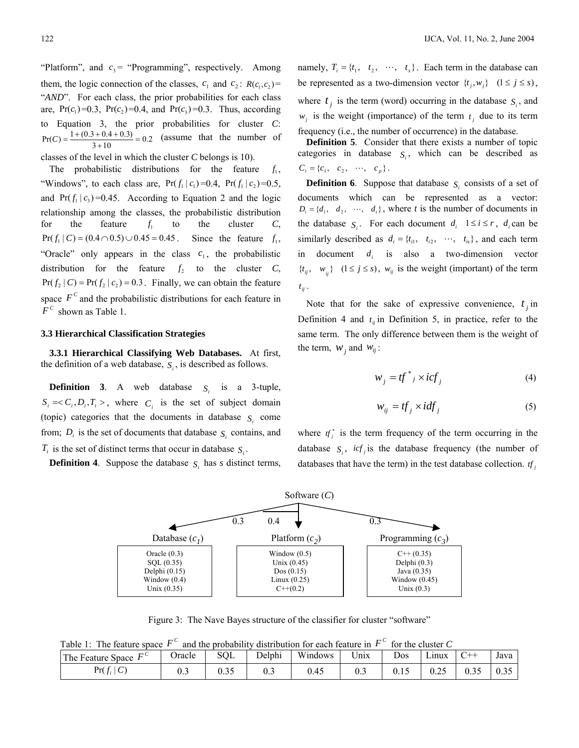"Platform", and $c_3$= "Programming", respectively. Among them, the logic connection of the classes, $c_1$ and $c_2$: $R(c_1, c_2)$= "*AND*". For each class, the prior probabilities for each class are, $\Pr(c_1)$=0.3, $\Pr(c_2)$=0.4, and $\Pr(c_3)$=0.3. Thus, according to Equation 3, the prior probabilities for cluster *C*: $\Pr(C) = \frac{1+(0.3+0.4+0.3)}{3+10} = 0.2$ (assume that the number of classes of the level in which the cluster *C* belongs is 10).

The probabilistic distributions for the feature $f_1$, "Windows", to each class are, $\Pr(f_1 \mid c_1)$=0.4, $\Pr(f_1 \mid c_2)$=0.5, and $\Pr(f_1 \mid c_3)$=0.45. According to Equation 2 and the logic relationship among the classes, the probabilistic distribution for the feature $f_1$ to the cluster *C*, $\Pr(f_1 \mid C) = (0.4 \cap 0.5) \cup 0.45 = 0.45$. Since the feature $f_1$, "Oracle" only appears in the class $c_1$, the probabilistic distribution for the feature $f_2$ to the cluster *C*, $\Pr(f_2 \mid C) = \Pr(f_2 \mid c_2) = 0.3$. Finally, we can obtain the feature space $F^C$ and the probabilistic distributions for each feature in $F^C$ shown as Table 1.

### 3.3 Hierarchical Classification Strategies

**3.3.1 Hierarchical Classifying Web Databases.** At first, the definition of a web database, $S_i$, is described as follows.

**Definition 3**. A web database $S_i$ is a 3-tuple, $S_i = \langle C_i, D_i, T_i \rangle$, where $C_i$ is the set of subject domain (topic) categories that the documents in database $S_i$ come from; $D_i$ is the set of documents that database $S_i$ contains, and $T_i$ is the set of distinct terms that occur in database $S_i$.

**Definition 4**. Suppose the database $S_i$ has *s* distinct terms, namely, $T_i = \{t_1, \; t_2, \; \cdots, \; t_s\}$. Each term in the database can be represented as a two-dimension vector $\{t_j, w_j\}$ $(1 \le j \le s)$, where $t_j$ is the term (word) occurring in the database $S_i$, and $w_j$ is the weight (importance) of the term $t_j$ due to its term frequency (i.e., the number of occurrence) in the database.

**Definition 5**. Consider that there exists a number of topic categories in database $S_i$, which can be described as $C_i = \{c_1, \; c_2, \; \cdots, \; c_p\}$.

**Definition 6**. Suppose that database $S_i$ consists of a set of documents which can be represented as a vector: $D_i = \{d_1, \; d_2, \; \cdots, \; d_t\}$, where *t* is the number of documents in the database $S_i$. For each document $d_i$ $1 \le i \le r$, $d_i$ can be similarly described as $d_i = \{t_{i1}, \; t_{i2}, \; \cdots, \; t_{is}\}$, and each term in document $d_i$ is also a two-dimension vector $\{t_{ij}, \; w_{ij}\}$ $(1 \le j \le s)$, $w_{ij}$ is the weight (important) of the term $t_{ij}$.

Note that for the sake of expressive convenience, $t_j$ in Definition 4 and $t_{ij}$ in Definition 5, in practice, refer to the same term. The only difference between them is the weight of the term, $w_j$ and $w_{ij}$:

$$w_j = tf^*_j \times icf_j \tag{4}$$

$$w_{ij} = tf_j \times idf_j \tag{5}$$

where $tf^*_j$ is the term frequency of the term occurring in the database $S_i$, $icf_j$ is the database frequency (the number of databases that have the term) in the test database collection. $tf_j$

Software (*C*)

| Database ($c_1$) — 0.3 | Platform ($c_2$) — 0.4 | Programming ($c_3$) — 0.3 |
|---|---|---|
| Oracle (0.3) | Window (0.5) | C++ (0.35) |
| SQL (0.35) | Unix (0.45) | Delphi (0.3) |
| Delphi (0.15) | Dos (0.15) | Java (0.35) |
| Window (0.4) | Linux (0.25) | Window (0.45) |
| Unix (0.35) | C++(0.2) | Unix (0.3) |

Figure 3: The Nave Bayes structure of the classifier for cluster "software"

Table 1: The feature space $F^C$ and the probability distribution for each feature in $F^C$ for the cluster *C*

| The Feature Space $F^C$ | Oracle | SQL | Delphi | Windows | Unix | Dos | Linux | C++ | Java |
|---|---|---|---|---|---|---|---|---|---|
| $\Pr(f_i \mid C)$ | 0.3 | 0.35 | 0.3 | 0.45 | 0.3 | 0.15 | 0.25 | 0.35 | 0.35 |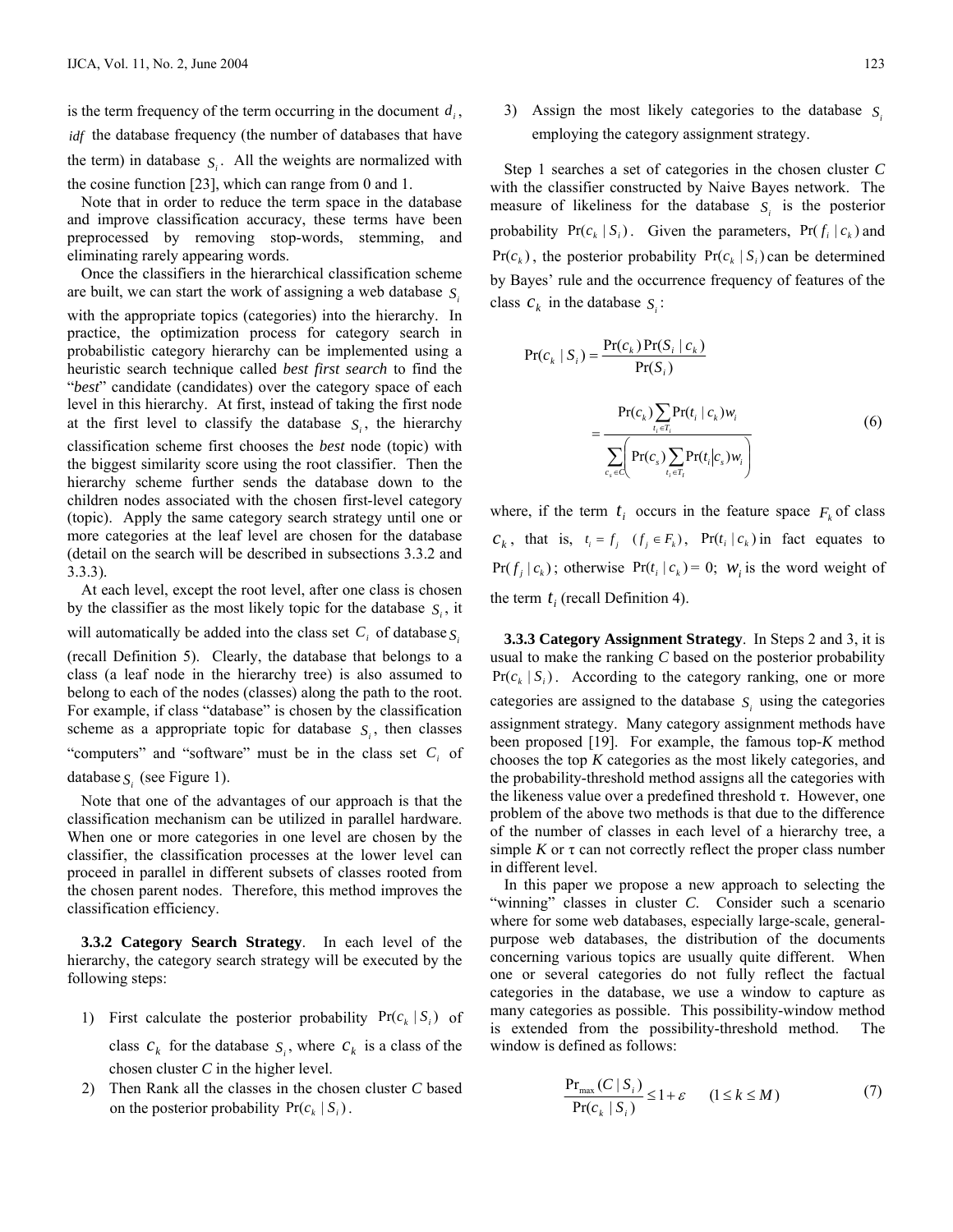is the term frequency of the term occurring in the document $d_i$, $idf$ the database frequency (the number of databases that have the term) in database $S_i$. All the weights are normalized with the cosine function [23], which can range from 0 and 1.

Note that in order to reduce the term space in the database and improve classification accuracy, these terms have been preprocessed by removing stop-words, stemming, and eliminating rarely appearing words.

Once the classifiers in the hierarchical classification scheme are built, we can start the work of assigning a web database $S_i$ with the appropriate topics (categories) into the hierarchy. In practice, the optimization process for category search in probabilistic category hierarchy can be implemented using a heuristic search technique called *best first search* to find the "*best*" candidate (candidates) over the category space of each level in this hierarchy. At first, instead of taking the first node at the first level to classify the database $S_i$, the hierarchy classification scheme first chooses the *best* node (topic) with the biggest similarity score using the root classifier. Then the hierarchy scheme further sends the database down to the children nodes associated with the chosen first-level category (topic). Apply the same category search strategy until one or more categories at the leaf level are chosen for the database (detail on the search will be described in subsections 3.3.2 and 3.3.3).

At each level, except the root level, after one class is chosen by the classifier as the most likely topic for the database $S_i$, it will automatically be added into the class set $C_i$ of database $S_i$ (recall Definition 5). Clearly, the database that belongs to a class (a leaf node in the hierarchy tree) is also assumed to belong to each of the nodes (classes) along the path to the root. For example, if class "database" is chosen by the classification scheme as a appropriate topic for database $S_i$, then classes "computers" and "software" must be in the class set $C_i$ of database $S_i$ (see Figure 1).

Note that one of the advantages of our approach is that the classification mechanism can be utilized in parallel hardware. When one or more categories in one level are chosen by the classifier, the classification processes at the lower level can proceed in parallel in different subsets of classes rooted from the chosen parent nodes. Therefore, this method improves the classification efficiency.

**3.3.2 Category Search Strategy**. In each level of the hierarchy, the category search strategy will be executed by the following steps:

1) First calculate the posterior probability $\Pr(c_k \mid S_i)$ of class $c_k$ for the database $S_i$, where $c_k$ is a class of the chosen cluster *C* in the higher level.
2) Then Rank all the classes in the chosen cluster *C* based on the posterior probability $\Pr(c_k \mid S_i)$.
3) Assign the most likely categories to the database $S_i$ employing the category assignment strategy.

Step 1 searches a set of categories in the chosen cluster *C* with the classifier constructed by Naive Bayes network. The measure of likeliness for the database $S_i$ is the posterior probability $\Pr(c_k \mid S_i)$. Given the parameters, $\Pr(f_i \mid c_k)$ and $\Pr(c_k)$, the posterior probability $\Pr(c_k \mid S_i)$ can be determined by Bayes' rule and the occurrence frequency of features of the class $c_k$ in the database $S_i$:

$$\Pr(c_k \mid S_i) = \frac{\Pr(c_k)\Pr(S_i \mid c_k)}{\Pr(S_i)}$$

$$= \frac{\Pr(c_k)\sum_{t_i \in T_i} \Pr(t_i \mid c_k) w_i}{\sum_{c_s \in C}\left(\Pr(c_s)\sum_{t_i \in T_I} \Pr(t_i \mid c_s) w_i\right)} \tag{6}$$

where, if the term $t_i$ occurs in the feature space $F_k$ of class $c_k$, that is, $t_i = f_j \quad (f_j \in F_k)$, $\Pr(t_i \mid c_k)$ in fact equates to $\Pr(f_j \mid c_k)$; otherwise $\Pr(t_i \mid c_k) = 0$; $w_i$ is the word weight of the term $t_i$ (recall Definition 4).

**3.3.3 Category Assignment Strategy**. In Steps 2 and 3, it is usual to make the ranking *C* based on the posterior probability $\Pr(c_k \mid S_i)$. According to the category ranking, one or more categories are assigned to the database $S_i$ using the categories assignment strategy. Many category assignment methods have been proposed [19]. For example, the famous top-*K* method chooses the top *K* categories as the most likely categories, and the probability-threshold method assigns all the categories with the likeness value over a predefined threshold τ. However, one problem of the above two methods is that due to the difference of the number of classes in each level of a hierarchy tree, a simple *K* or τ can not correctly reflect the proper class number in different level.

In this paper we propose a new approach to selecting the "winning" classes in cluster *C*. Consider such a scenario where for some web databases, especially large-scale, general-purpose web databases, the distribution of the documents concerning various topics are usually quite different. When one or several categories do not fully reflect the factual categories in the database, we use a window to capture as many categories as possible. This possibility-window method is extended from the possibility-threshold method. The window is defined as follows:

$$\frac{\Pr_{\max}(C \mid S_i)}{\Pr(c_k \mid S_i)} \le 1 + \varepsilon \qquad (1 \le k \le M) \tag{7}$$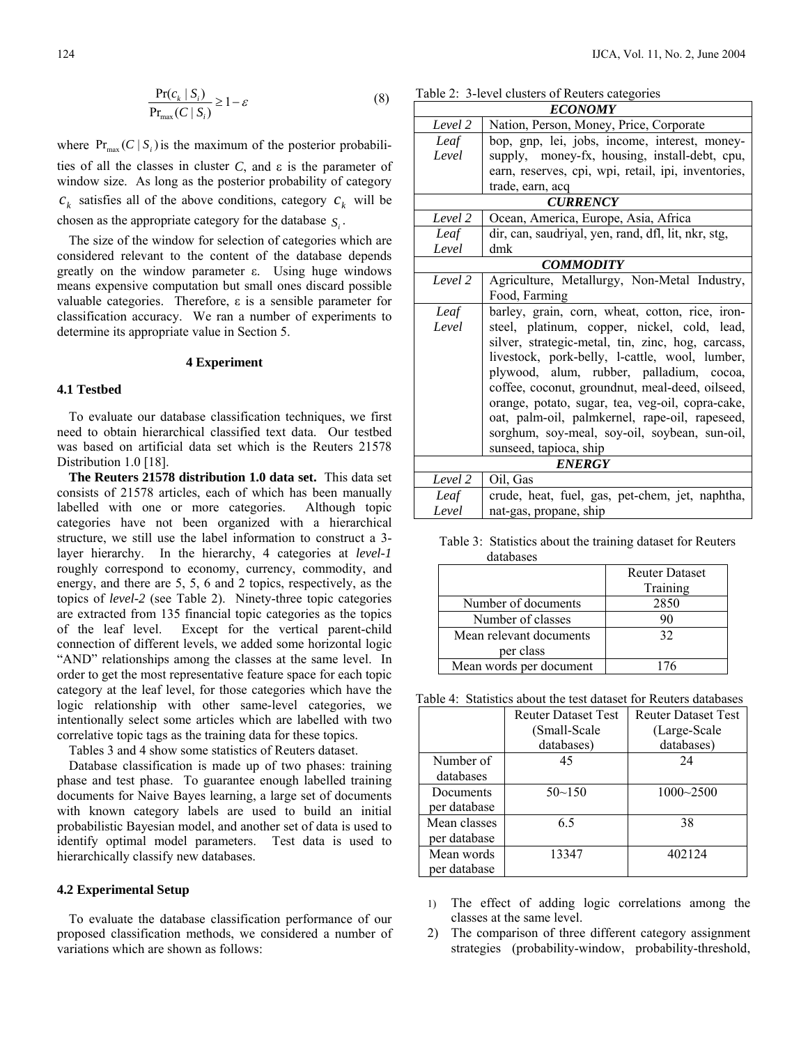$$\frac{\Pr(c_k \mid S_i)}{\Pr_{\max}(C \mid S_i)} \geq 1 - \varepsilon \tag{8}$$

where $\Pr_{\max}(C \mid S_i)$ is the maximum of the posterior probabilities of all the classes in cluster $C$, and ε is the parameter of window size. As long as the posterior probability of category $c_k$ satisfies all of the above conditions, category $c_k$ will be chosen as the appropriate category for the database $S_i$.

The size of the window for selection of categories which are considered relevant to the content of the database depends greatly on the window parameter ε. Using huge windows means expensive computation but small ones discard possible valuable categories. Therefore, ε is a sensible parameter for classification accuracy. We ran a number of experiments to determine its appropriate value in Section 5.

## 4 Experiment

### 4.1 Testbed

To evaluate our database classification techniques, we first need to obtain hierarchical classified text data. Our testbed was based on artificial data set which is the Reuters 21578 Distribution 1.0 [18].

**The Reuters 21578 distribution 1.0 data set.** This data set consists of 21578 articles, each of which has been manually labelled with one or more categories. Although topic categories have not been organized with a hierarchical structure, we still use the label information to construct a 3-layer hierarchy. In the hierarchy, 4 categories at *level-1* roughly correspond to economy, currency, commodity, and energy, and there are 5, 5, 6 and 2 topics, respectively, as the topics of *level-2* (see Table 2). Ninety-three topic categories are extracted from 135 financial topic categories as the topics of the leaf level. Except for the vertical parent-child connection of different levels, we added some horizontal logic "AND" relationships among the classes at the same level. In order to get the most representative feature space for each topic category at the leaf level, for those categories which have the logic relationship with other same-level categories, we intentionally select some articles which are labelled with two correlative topic tags as the training data for these topics.

Tables 3 and 4 show some statistics of Reuters dataset.

Database classification is made up of two phases: training phase and test phase. To guarantee enough labelled training documents for Naive Bayes learning, a large set of documents with known category labels are used to build an initial probabilistic Bayesian model, and another set of data is used to identify optimal model parameters. Test data is used to hierarchically classify new databases.

### 4.2 Experimental Setup

To evaluate the database classification performance of our proposed classification methods, we considered a number of variations which are shown as follows:

Table 2: 3-level clusters of Reuters categories

| | |
|---|---|
| | ***ECONOMY*** |
| *Level 2* | Nation, Person, Money, Price, Corporate |
| *Leaf Level* | bop, gnp, lei, jobs, income, interest, money-supply, money-fx, housing, install-debt, cpu, earn, reserves, cpi, wpi, retail, ipi, inventories, trade, earn, acq |
| | ***CURRENCY*** |
| *Level 2* | Ocean, America, Europe, Asia, Africa |
| *Leaf Level* | dir, can, saudriyal, yen, rand, dfl, lit, nkr, stg, dmk |
| | ***COMMODITY*** |
| *Level 2* | Agriculture, Metallurgy, Non-Metal Industry, Food, Farming |
| *Leaf Level* | barley, grain, corn, wheat, cotton, rice, iron-steel, platinum, copper, nickel, cold, lead, silver, strategic-metal, tin, zinc, hog, carcass, livestock, pork-belly, l-cattle, wool, lumber, plywood, alum, rubber, palladium, cocoa, coffee, coconut, groundnut, meal-deed, oilseed, orange, potato, sugar, tea, veg-oil, copra-cake, oat, palm-oil, palmkernel, rape-oil, rapeseed, sorghum, soy-meal, soy-oil, soybean, sun-oil, sunseed, tapioca, ship |
| | ***ENERGY*** |
| *Level 2* | Oil, Gas |
| *Leaf Level* | crude, heat, fuel, gas, pet-chem, jet, naphtha, nat-gas, propane, ship |

Table 3: Statistics about the training dataset for Reuters databases

| | Reuter Dataset Training |
|---|---|
| Number of documents | 2850 |
| Number of classes | 90 |
| Mean relevant documents per class | 32 |
| Mean words per document | 176 |

Table 4: Statistics about the test dataset for Reuters databases

| | Reuter Dataset Test (Small-Scale databases) | Reuter Dataset Test (Large-Scale databases) |
|---|---|---|
| Number of databases | 45 | 24 |
| Documents per database | 50~150 | 1000~2500 |
| Mean classes per database | 6.5 | 38 |
| Mean words per database | 13347 | 402124 |

1) The effect of adding logic correlations among the classes at the same level.
2) The comparison of three different category assignment strategies (probability-window, probability-threshold,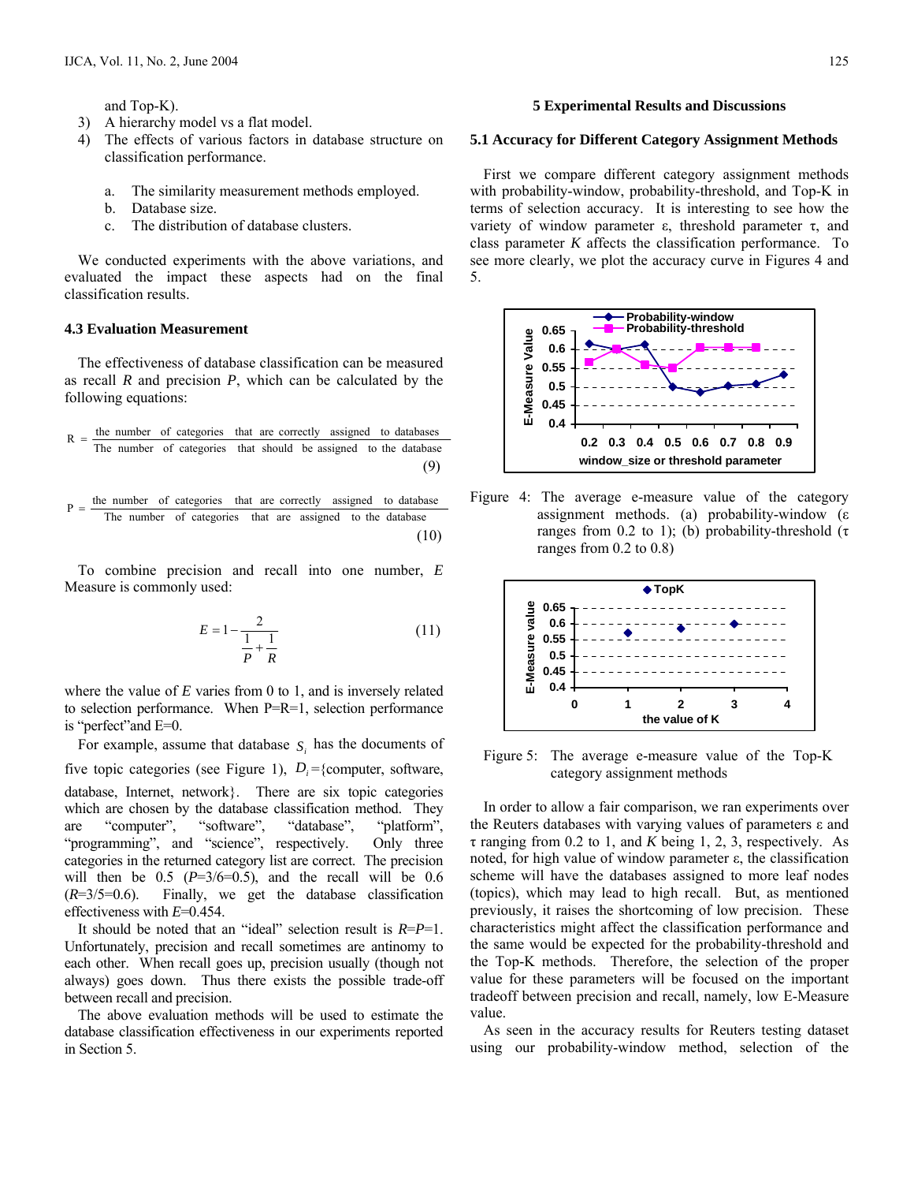and Top-K).

3) A hierarchy model vs a flat model.
4) The effects of various factors in database structure on classification performance.

   a. The similarity measurement methods employed.
   b. Database size.
   c. The distribution of database clusters.

We conducted experiments with the above variations, and evaluated the impact these aspects had on the final classification results.

### 4.3 Evaluation Measurement

The effectiveness of database classification can be measured as recall $R$ and precision $P$, which can be calculated by the following equations:

$$R = \frac{\text{the number of categories that are correctly assigned to databases}}{\text{The number of categories that should be assigned to the database}} \quad (9)$$

$$P = \frac{\text{the number of categories that are correctly assigned to database}}{\text{The number of categories that are assigned to the database}} \quad (10)$$

To combine precision and recall into one number, $E$ Measure is commonly used:

$$E = 1 - \frac{2}{\frac{1}{P} + \frac{1}{R}} \quad (11)$$

where the value of $E$ varies from 0 to 1, and is inversely related to selection performance. When P=R=1, selection performance is "perfect"and E=0.

For example, assume that database $S_i$ has the documents of five topic categories (see Figure 1), $D_i$={computer, software, database, Internet, network}. There are six topic categories which are chosen by the database classification method. They are "computer", "software", "database", "platform", "programming", and "science", respectively. Only three categories in the returned category list are correct. The precision will then be 0.5 ($P$=3/6=0.5), and the recall will be 0.6 ($R$=3/5=0.6). Finally, we get the database classification effectiveness with $E$=0.454.

It should be noted that an "ideal" selection result is $R$=$P$=1. Unfortunately, precision and recall sometimes are antinomy to each other. When recall goes up, precision usually (though not always) goes down. Thus there exists the possible trade-off between recall and precision.

The above evaluation methods will be used to estimate the database classification effectiveness in our experiments reported in Section 5.

## 5 Experimental Results and Discussions

### 5.1 Accuracy for Different Category Assignment Methods

First we compare different category assignment methods with probability-window, probability-threshold, and Top-K in terms of selection accuracy. It is interesting to see how the variety of window parameter ε, threshold parameter τ, and class parameter $K$ affects the classification performance. To see more clearly, we plot the accuracy curve in Figures 4 and 5.

Figure 4: The average e-measure value of the category assignment methods. (a) probability-window (ε ranges from 0.2 to 1); (b) probability-threshold (τ ranges from 0.2 to 0.8)

Figure 5: The average e-measure value of the Top-K category assignment methods

In order to allow a fair comparison, we ran experiments over the Reuters databases with varying values of parameters ε and τ ranging from 0.2 to 1, and $K$ being 1, 2, 3, respectively. As noted, for high value of window parameter ε, the classification scheme will have the databases assigned to more leaf nodes (topics), which may lead to high recall. But, as mentioned previously, it raises the shortcoming of low precision. These characteristics might affect the classification performance and the same would be expected for the probability-threshold and the Top-K methods. Therefore, the selection of the proper value for these parameters will be focused on the important tradeoff between precision and recall, namely, low E-Measure value.

As seen in the accuracy results for Reuters testing dataset using our probability-window method, selection of the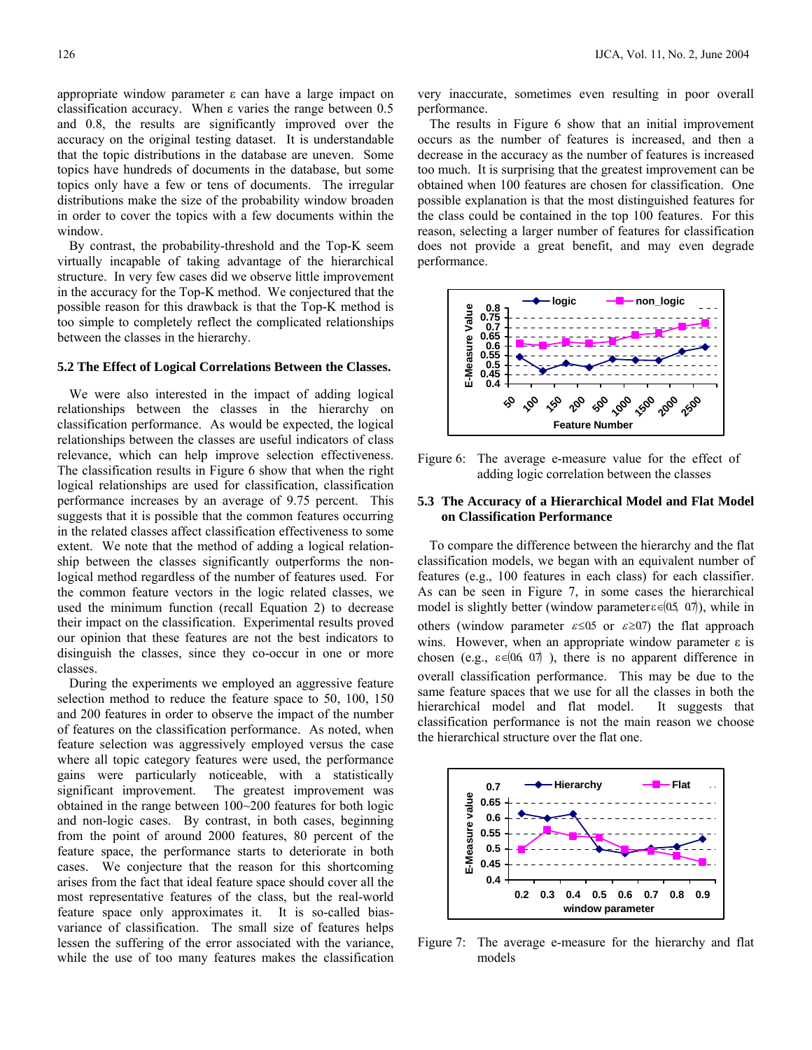appropriate window parameter ε can have a large impact on classification accuracy. When ε varies the range between 0.5 and 0.8, the results are significantly improved over the accuracy on the original testing dataset. It is understandable that the topic distributions in the database are uneven. Some topics have hundreds of documents in the database, but some topics only have a few or tens of documents. The irregular distributions make the size of the probability window broaden in order to cover the topics with a few documents within the window.

By contrast, the probability-threshold and the Top-K seem virtually incapable of taking advantage of the hierarchical structure. In very few cases did we observe little improvement in the accuracy for the Top-K method. We conjectured that the possible reason for this drawback is that the Top-K method is too simple to completely reflect the complicated relationships between the classes in the hierarchy.

### 5.2 The Effect of Logical Correlations Between the Classes.

We were also interested in the impact of adding logical relationships between the classes in the hierarchy on classification performance. As would be expected, the logical relationships between the classes are useful indicators of class relevance, which can help improve selection effectiveness. The classification results in Figure 6 show that when the right logical relationships are used for classification, classification performance increases by an average of 9.75 percent. This suggests that it is possible that the common features occurring in the related classes affect classification effectiveness to some extent. We note that the method of adding a logical relationship between the classes significantly outperforms the non-logical method regardless of the number of features used. For the common feature vectors in the logic related classes, we used the minimum function (recall Equation 2) to decrease their impact on the classification. Experimental results proved our opinion that these features are not the best indicators to disinguish the classes, since they co-occur in one or more classes.

During the experiments we employed an aggressive feature selection method to reduce the feature space to 50, 100, 150 and 200 features in order to observe the impact of the number of features on the classification performance. As noted, when feature selection was aggressively employed versus the case where all topic category features were used, the performance gains were particularly noticeable, with a statistically significant improvement. The greatest improvement was obtained in the range between 100~200 features for both logic and non-logic cases. By contrast, in both cases, beginning from the point of around 2000 features, 80 percent of the feature space, the performance starts to deteriorate in both cases. We conjecture that the reason for this shortcoming arises from the fact that ideal feature space should cover all the most representative features of the class, but the real-world feature space only approximates it. It is so-called bias-variance of classification. The small size of features helps lessen the suffering of the error associated with the variance, while the use of too many features makes the classification very inaccurate, sometimes even resulting in poor overall performance.

The results in Figure 6 show that an initial improvement occurs as the number of features is increased, and then a decrease in the accuracy as the number of features is increased too much. It is surprising that the greatest improvement can be obtained when 100 features are chosen for classification. One possible explanation is that the most distinguished features for the class could be contained in the top 100 features. For this reason, selecting a larger number of features for classification does not provide a great benefit, and may even degrade performance.

Figure 6: The average e-measure value for the effect of adding logic correlation between the classes

### 5.3 The Accuracy of a Hierarchical Model and Flat Model on Classification Performance

To compare the difference between the hierarchy and the flat classification models, we began with an equivalent number of features (e.g., 100 features in each class) for each classifier. As can be seen in Figure 7, in some cases the hierarchical model is slightly better (window parameter $\varepsilon \in (0.5, 0.7)$), while in others (window parameter $\varepsilon \le 0.5$ or $\varepsilon \ge 0.7$) the flat approach wins. However, when an appropriate window parameter ε is chosen (e.g., $\varepsilon \in (0.6, 0.7)$ ), there is no apparent difference in overall classification performance. This may be due to the same feature spaces that we use for all the classes in both the hierarchical model and flat model. It suggests that classification performance is not the main reason we choose the hierarchical structure over the flat one.

Figure 7: The average e-measure for the hierarchy and flat models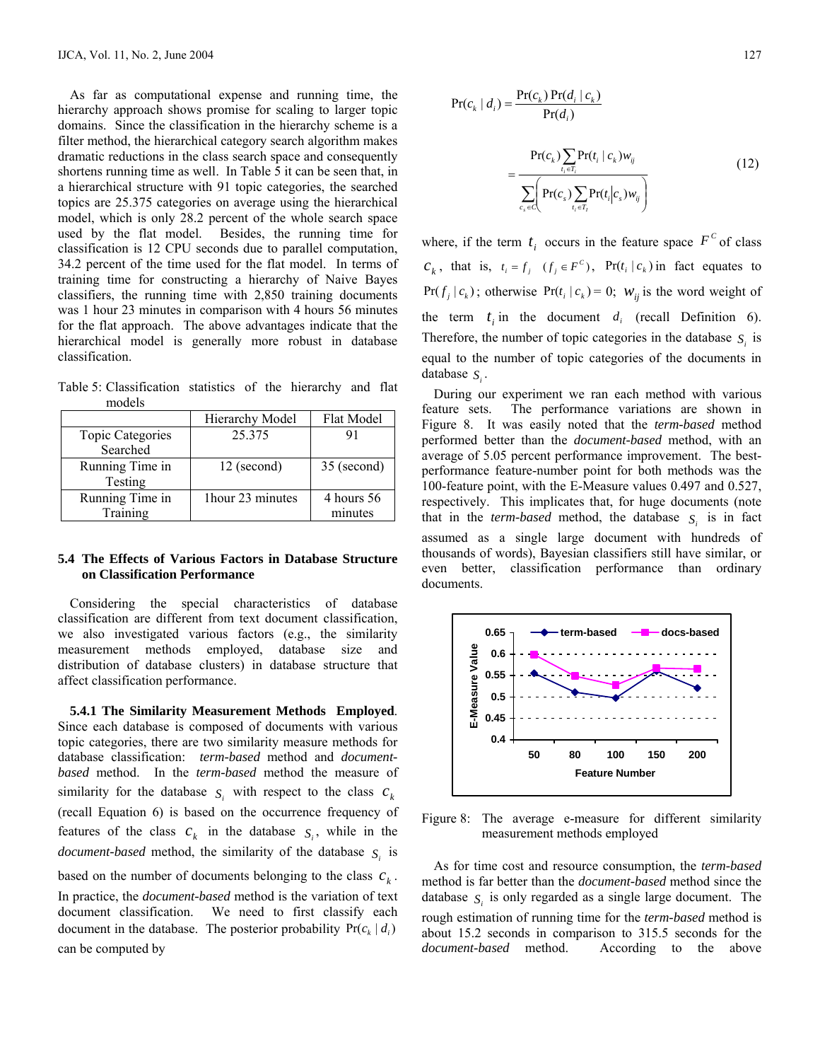As far as computational expense and running time, the hierarchy approach shows promise for scaling to larger topic domains. Since the classification in the hierarchy scheme is a filter method, the hierarchical category search algorithm makes dramatic reductions in the class search space and consequently shortens running time as well. In Table 5 it can be seen that, in a hierarchical structure with 91 topic categories, the searched topics are 25.375 categories on average using the hierarchical model, which is only 28.2 percent of the whole search space used by the flat model. Besides, the running time for classification is 12 CPU seconds due to parallel computation, 34.2 percent of the time used for the flat model. In terms of training time for constructing a hierarchy of Naive Bayes classifiers, the running time with 2,850 training documents was 1 hour 23 minutes in comparison with 4 hours 56 minutes for the flat approach. The above advantages indicate that the hierarchical model is generally more robust in database classification.

Table 5: Classification statistics of the hierarchy and flat models

| | Hierarchy Model | Flat Model |
|---|---|---|
| Topic Categories Searched | 25.375 | 91 |
| Running Time in Testing | 12 (second) | 35 (second) |
| Running Time in Training | 1hour 23 minutes | 4 hours 56 minutes |

### 5.4 The Effects of Various Factors in Database Structure on Classification Performance

Considering the special characteristics of database classification are different from text document classification, we also investigated various factors (e.g., the similarity measurement methods employed, database size and distribution of database clusters) in database structure that affect classification performance.

**5.4.1 The Similarity Measurement Methods Employed**. Since each database is composed of documents with various topic categories, there are two similarity measure methods for database classification: *term-based* method and *document-based* method. In the *term-based* method the measure of similarity for the database $S_i$ with respect to the class $c_k$ (recall Equation 6) is based on the occurrence frequency of features of the class $c_k$ in the database $S_i$, while in the *document-based* method, the similarity of the database $S_i$ is based on the number of documents belonging to the class $c_k$. In practice, the *document-based* method is the variation of text document classification. We need to first classify each document in the database. The posterior probability $\Pr(c_k \mid d_i)$ can be computed by

$$\Pr(c_k \mid d_i) = \frac{\Pr(c_k)\Pr(d_i \mid c_k)}{\Pr(d_i)}$$

$$= \frac{\Pr(c_k)\sum_{t_i \in T_i} \Pr(t_i \mid c_k) w_{ij}}{\sum_{c_s \in C}\left(\Pr(c_s)\sum_{t_i \in T_I} \Pr(t_i \mid c_s) w_{ij}\right)} \tag{12}$$

where, if the term $t_i$ occurs in the feature space $F^C$ of class $c_k$, that is, $t_i = f_j \quad (f_j \in F^C)$, $\Pr(t_i \mid c_k)$ in fact equates to $\Pr(f_j \mid c_k)$; otherwise $\Pr(t_i \mid c_k) = 0$; $w_{ij}$ is the word weight of the term $t_i$ in the document $d_i$ (recall Definition 6). Therefore, the number of topic categories in the database $S_i$ is equal to the number of topic categories of the documents in database $S_i$.

During our experiment we ran each method with various feature sets. The performance variations are shown in Figure 8. It was easily noted that the *term-based* method performed better than the *document-based* method, with an average of 5.05 percent performance improvement. The best-performance feature-number point for both methods was the 100-feature point, with the E-Measure values 0.497 and 0.527, respectively. This implicates that, for huge documents (note that in the *term-based* method, the database $S_i$ is in fact assumed as a single large document with hundreds of thousands of words), Bayesian classifiers still have similar, or even better, classification performance than ordinary documents.

Figure 8: The average e-measure for different similarity measurement methods employed

As for time cost and resource consumption, the *term-based* method is far better than the *document-based* method since the database $S_i$ is only regarded as a single large document. The rough estimation of running time for the *term-based* method is about 15.2 seconds in comparison to 315.5 seconds for the *document-based* method. According to the above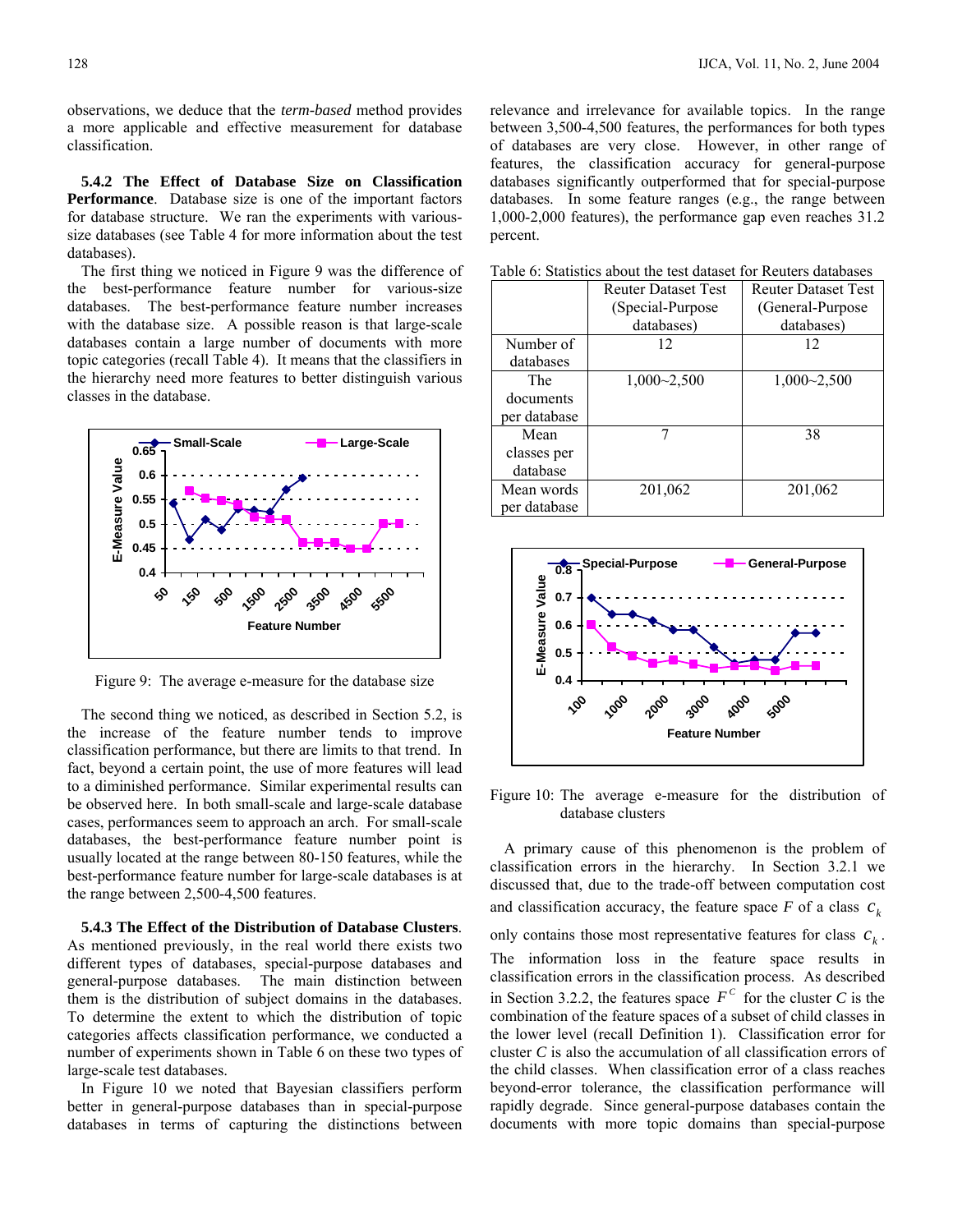observations, we deduce that the *term-based* method provides a more applicable and effective measurement for database classification.

**5.4.2 The Effect of Database Size on Classification Performance**. Database size is one of the important factors for database structure. We ran the experiments with various-size databases (see Table 4 for more information about the test databases).

The first thing we noticed in Figure 9 was the difference of the best-performance feature number for various-size databases. The best-performance feature number increases with the database size. A possible reason is that large-scale databases contain a large number of documents with more topic categories (recall Table 4). It means that the classifiers in the hierarchy need more features to better distinguish various classes in the database.

Figure 9: The average e-measure for the database size

The second thing we noticed, as described in Section 5.2, is the increase of the feature number tends to improve classification performance, but there are limits to that trend. In fact, beyond a certain point, the use of more features will lead to a diminished performance. Similar experimental results can be observed here. In both small-scale and large-scale database cases, performances seem to approach an arch. For small-scale databases, the best-performance feature number point is usually located at the range between 80-150 features, while the best-performance feature number for large-scale databases is at the range between 2,500-4,500 features.

**5.4.3 The Effect of the Distribution of Database Clusters**. As mentioned previously, in the real world there exists two different types of databases, special-purpose databases and general-purpose databases. The main distinction between them is the distribution of subject domains in the databases. To determine the extent to which the distribution of topic categories affects classification performance, we conducted a number of experiments shown in Table 6 on these two types of large-scale test databases.

In Figure 10 we noted that Bayesian classifiers perform better in general-purpose databases than in special-purpose databases in terms of capturing the distinctions between relevance and irrelevance for available topics. In the range between 3,500-4,500 features, the performances for both types of databases are very close. However, in other range of features, the classification accuracy for general-purpose databases significantly outperformed that for special-purpose databases. In some feature ranges (e.g., the range between 1,000-2,000 features), the performance gap even reaches 31.2 percent.

Table 6: Statistics about the test dataset for Reuters databases

| | Reuter Dataset Test (Special-Purpose databases) | Reuter Dataset Test (General-Purpose databases) |
|---|---|---|
| Number of databases | 12 | 12 |
| The documents per database | 1,000~2,500 | 1,000~2,500 |
| Mean classes per database | 7 | 38 |
| Mean words per database | 201,062 | 201,062 |

Figure 10: The average e-measure for the distribution of database clusters

A primary cause of this phenomenon is the problem of classification errors in the hierarchy. In Section 3.2.1 we discussed that, due to the trade-off between computation cost and classification accuracy, the feature space $F$ of a class $c_k$ only contains those most representative features for class $c_k$. The information loss in the feature space results in classification errors in the classification process. As described in Section 3.2.2, the features space $F^C$ for the cluster $C$ is the combination of the feature spaces of a subset of child classes in the lower level (recall Definition 1). Classification error for cluster $C$ is also the accumulation of all classification errors of the child classes. When classification error of a class reaches beyond-error tolerance, the classification performance will rapidly degrade. Since general-purpose databases contain the documents with more topic domains than special-purpose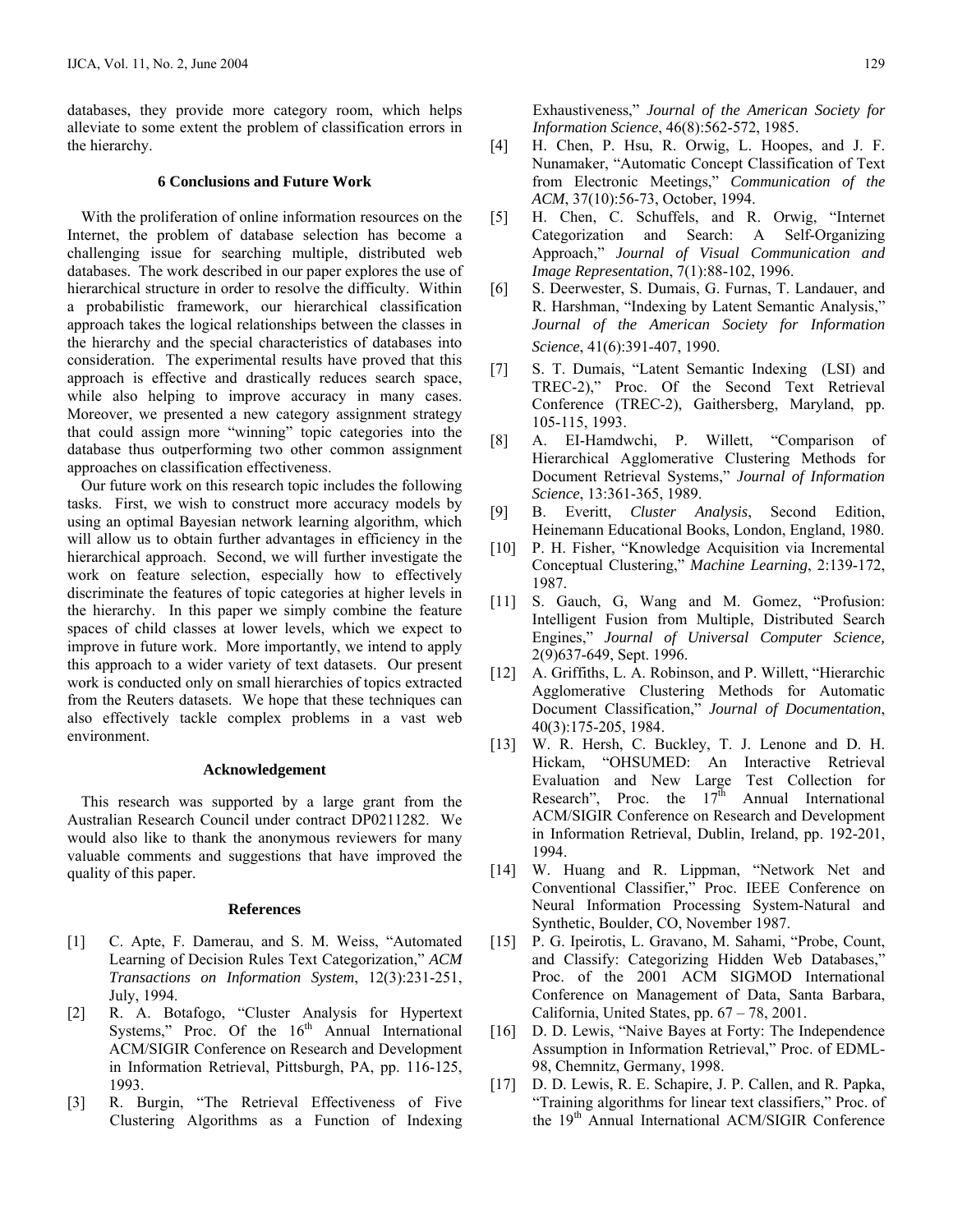databases, they provide more category room, which helps alleviate to some extent the problem of classification errors in the hierarchy.

## 6 Conclusions and Future Work

With the proliferation of online information resources on the Internet, the problem of database selection has become a challenging issue for searching multiple, distributed web databases. The work described in our paper explores the use of hierarchical structure in order to resolve the difficulty. Within a probabilistic framework, our hierarchical classification approach takes the logical relationships between the classes in the hierarchy and the special characteristics of databases into consideration. The experimental results have proved that this approach is effective and drastically reduces search space, while also helping to improve accuracy in many cases. Moreover, we presented a new category assignment strategy that could assign more "winning" topic categories into the database thus outperforming two other common assignment approaches on classification effectiveness.

Our future work on this research topic includes the following tasks. First, we wish to construct more accuracy models by using an optimal Bayesian network learning algorithm, which will allow us to obtain further advantages in efficiency in the hierarchical approach. Second, we will further investigate the work on feature selection, especially how to effectively discriminate the features of topic categories at higher levels in the hierarchy. In this paper we simply combine the feature spaces of child classes at lower levels, which we expect to improve in future work. More importantly, we intend to apply this approach to a wider variety of text datasets. Our present work is conducted only on small hierarchies of topics extracted from the Reuters datasets. We hope that these techniques can also effectively tackle complex problems in a vast web environment.

## Acknowledgement

This research was supported by a large grant from the Australian Research Council under contract DP0211282. We would also like to thank the anonymous reviewers for many valuable comments and suggestions that have improved the quality of this paper.

## References

[1] C. Apte, F. Damerau, and S. M. Weiss, "Automated Learning of Decision Rules Text Categorization," *ACM Transactions on Information System*, 12(3):231-251, July, 1994.

[2] R. A. Botafogo, "Cluster Analysis for Hypertext Systems," Proc. Of the 16th Annual International ACM/SIGIR Conference on Research and Development in Information Retrieval, Pittsburgh, PA, pp. 116-125, 1993.

[3] R. Burgin, "The Retrieval Effectiveness of Five Clustering Algorithms as a Function of Indexing Exhaustiveness," *Journal of the American Society for Information Science*, 46(8):562-572, 1985.

[4] H. Chen, P. Hsu, R. Orwig, L. Hoopes, and J. F. Nunamaker, "Automatic Concept Classification of Text from Electronic Meetings," *Communication of the ACM*, 37(10):56-73, October, 1994.

[5] H. Chen, C. Schuffels, and R. Orwig, "Internet Categorization and Search: A Self-Organizing Approach," *Journal of Visual Communication and Image Representation*, 7(1):88-102, 1996.

[6] S. Deerwester, S. Dumais, G. Furnas, T. Landauer, and R. Harshman, "Indexing by Latent Semantic Analysis," *Journal of the American Society for Information Science*, 41(6):391-407, 1990.

[7] S. T. Dumais, "Latent Semantic Indexing (LSI) and TREC-2)," Proc. Of the Second Text Retrieval Conference (TREC-2), Gaithersberg, Maryland, pp. 105-115, 1993.

[8] A. EI-Hamdwchi, P. Willett, "Comparison of Hierarchical Agglomerative Clustering Methods for Document Retrieval Systems," *Journal of Information Science*, 13:361-365, 1989.

[9] B. Everitt, *Cluster Analysis*, Second Edition, Heinemann Educational Books, London, England, 1980.

[10] P. H. Fisher, "Knowledge Acquisition via Incremental Conceptual Clustering," *Machine Learning*, 2:139-172, 1987.

[11] S. Gauch, G, Wang and M. Gomez, "Profusion: Intelligent Fusion from Multiple, Distributed Search Engines," *Journal of Universal Computer Science,* 2(9)637-649, Sept. 1996.

[12] A. Griffiths, L. A. Robinson, and P. Willett, "Hierarchic Agglomerative Clustering Methods for Automatic Document Classification," *Journal of Documentation*, 40(3):175-205, 1984.

[13] W. R. Hersh, C. Buckley, T. J. Lenone and D. H. Hickam, "OHSUMED: An Interactive Retrieval Evaluation and New Large Test Collection for Research", Proc. the 17th Annual International ACM/SIGIR Conference on Research and Development in Information Retrieval, Dublin, Ireland, pp. 192-201, 1994.

[14] W. Huang and R. Lippman, "Network Net and Conventional Classifier," Proc. IEEE Conference on Neural Information Processing System-Natural and Synthetic, Boulder, CO, November 1987.

[15] P. G. Ipeirotis, L. Gravano, M. Sahami, "Probe, Count, and Classify: Categorizing Hidden Web Databases," Proc. of the 2001 ACM SIGMOD International Conference on Management of Data, Santa Barbara, California, United States, pp. 67 – 78, 2001.

[16] D. D. Lewis, "Naive Bayes at Forty: The Independence Assumption in Information Retrieval," Proc. of EDML-98, Chemnitz, Germany, 1998.

[17] D. D. Lewis, R. E. Schapire, J. P. Callen, and R. Papka, "Training algorithms for linear text classifiers," Proc. of the 19th Annual International ACM/SIGIR Conference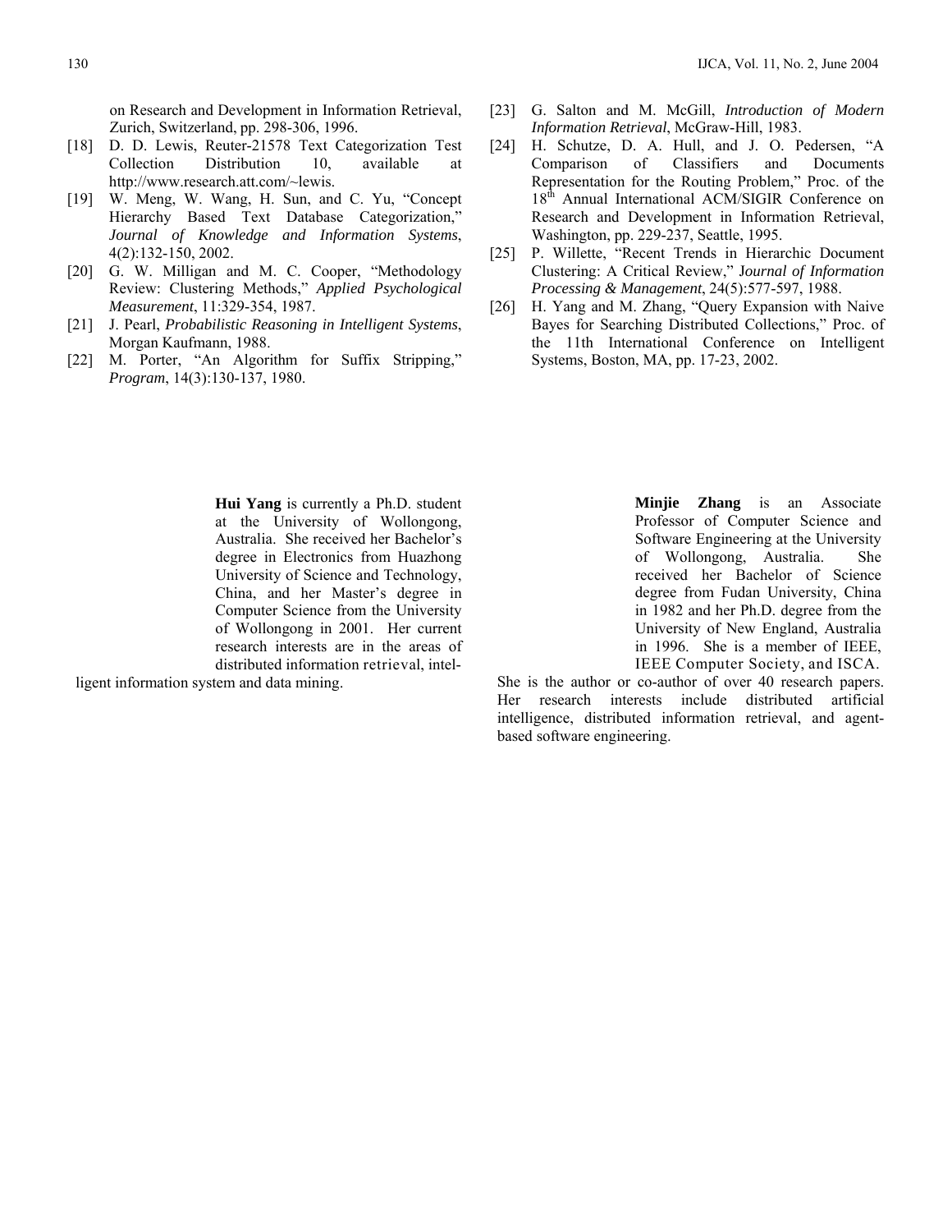on Research and Development in Information Retrieval, Zurich, Switzerland, pp. 298-306, 1996.

[18] D. D. Lewis, Reuter-21578 Text Categorization Test Collection Distribution 10, available at http://www.research.att.com/~lewis.

[19] W. Meng, W. Wang, H. Sun, and C. Yu, "Concept Hierarchy Based Text Database Categorization," *Journal of Knowledge and Information Systems*, 4(2):132-150, 2002.

[20] G. W. Milligan and M. C. Cooper, "Methodology Review: Clustering Methods," *Applied Psychological Measurement*, 11:329-354, 1987.

[21] J. Pearl, *Probabilistic Reasoning in Intelligent Systems*, Morgan Kaufmann, 1988.

[22] M. Porter, "An Algorithm for Suffix Stripping," *Program*, 14(3):130-137, 1980.

[23] G. Salton and M. McGill, *Introduction of Modern Information Retrieval*, McGraw-Hill, 1983.

[24] H. Schutze, D. A. Hull, and J. O. Pedersen, "A Comparison of Classifiers and Documents Representation for the Routing Problem," Proc. of the 18th Annual International ACM/SIGIR Conference on Research and Development in Information Retrieval, Washington, pp. 229-237, Seattle, 1995.

[25] P. Willette, "Recent Trends in Hierarchic Document Clustering: A Critical Review," *Journal of Information Processing & Management*, 24(5):577-597, 1988.

[26] H. Yang and M. Zhang, "Query Expansion with Naive Bayes for Searching Distributed Collections," Proc. of the 11th International Conference on Intelligent Systems, Boston, MA, pp. 17-23, 2002.

**Hui Yang** is currently a Ph.D. student at the University of Wollongong, Australia. She received her Bachelor's degree in Electronics from Huazhong University of Science and Technology, China, and her Master's degree in Computer Science from the University of Wollongong in 2001. Her current research interests are in the areas of distributed information retrieval, intelligent information system and data mining.

**Minjie Zhang** is an Associate Professor of Computer Science and Software Engineering at the University of Wollongong, Australia. She received her Bachelor of Science degree from Fudan University, China in 1982 and her Ph.D. degree from the University of New England, Australia in 1996. She is a member of IEEE, IEEE Computer Society, and ISCA. She is the author or co-author of over 40 research papers. Her research interests include distributed artificial intelligence, distributed information retrieval, and agent-based software engineering.